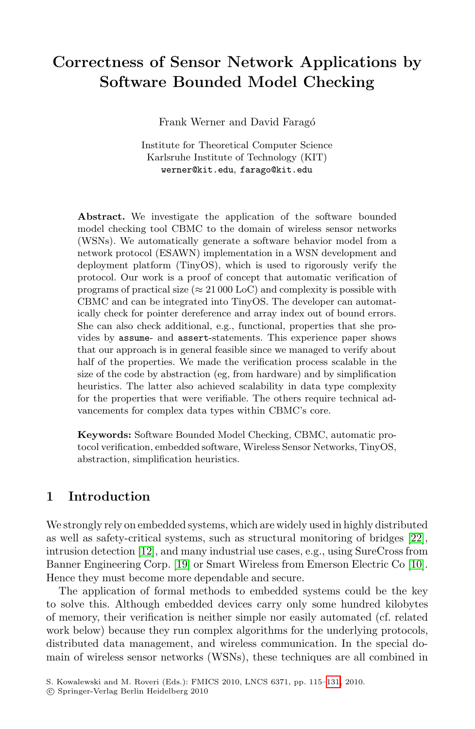# Correctness of Sensor Network Applications by Software Bounded Model Checking

Frank Werner and David Faragó

Institute for Theoretical Computer Science
Karlsruhe Institute of Technology (KIT)
werner@kit.edu, farago@kit.edu

**Abstract.** We investigate the application of the software bounded model checking tool CBMC to the domain of wireless sensor networks (WSNs). We automatically generate a software behavior model from a network protocol (ESAWN) implementation in a WSN development and deployment platform (TinyOS), which is used to rigorously verify the protocol. Our work is a proof of concept that automatic verification of programs of practical size ($\approx 21\,000$ LoC) and complexity is possible with CBMC and can be integrated into TinyOS. The developer can automatically check for pointer dereference and array index out of bound errors. She can also check additional, e.g., functional, properties that she provides by `assume`- and `assert`-statements. This experience paper shows that our approach is in general feasible since we managed to verify about half of the properties. We made the verification process scalable in the size of the code by abstraction (eg, from hardware) and by simplification heuristics. The latter also achieved scalability in data type complexity for the properties that were verifiable. The others require technical advancements for complex data types within CBMC's core.

**Keywords:** Software Bounded Model Checking, CBMC, automatic protocol verification, embedded software, Wireless Sensor Networks, TinyOS, abstraction, simplification heuristics.

## 1 Introduction

We strongly rely on embedded systems, which are widely used in highly distributed as well as safety-critical systems, such as structural monitoring of bridges [22], intrusion detection [12], and many industrial use cases, e.g., using SureCross from Banner Engineering Corp. [19] or Smart Wireless from Emerson Electric Co [10]. Hence they must become more dependable and secure.

The application of formal methods to embedded systems could be the key to solve this. Although embedded devices carry only some hundred kilobytes of memory, their verification is neither simple nor easily automated (cf. related work below) because they run complex algorithms for the underlying protocols, distributed data management, and wireless communication. In the special domain of wireless sensor networks (WSNs), these techniques are all combined in

S. Kowalewski and M. Roveri (Eds.): FMICS 2010, LNCS 6371, pp. 115–131, 2010.
© Springer-Verlag Berlin Heidelberg 2010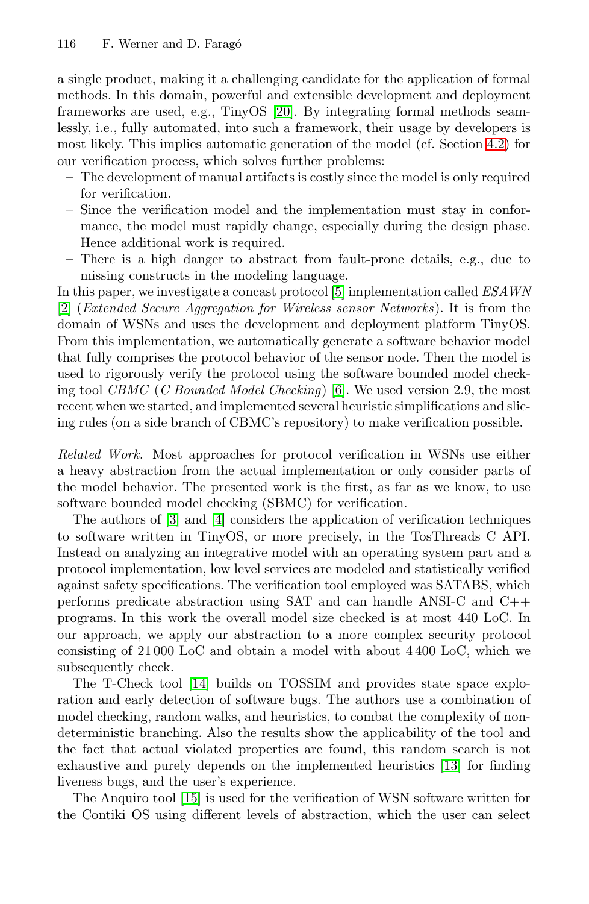a single product, making it a challenging candidate for the application of formal methods. In this domain, powerful and extensible development and deployment frameworks are used, e.g., TinyOS [20]. By integrating formal methods seamlessly, i.e., fully automated, into such a framework, their usage by developers is most likely. This implies automatic generation of the model (cf. Section 4.2) for our verification process, which solves further problems:

- The development of manual artifacts is costly since the model is only required for verification.
- Since the verification model and the implementation must stay in conformance, the model must rapidly change, especially during the design phase. Hence additional work is required.
- There is a high danger to abstract from fault-prone details, e.g., due to missing constructs in the modeling language.

In this paper, we investigate a concast protocol [5] implementation called *ESAWN* [2] (*Extended Secure Aggregation for Wireless sensor Networks*). It is from the domain of WSNs and uses the development and deployment platform TinyOS. From this implementation, we automatically generate a software behavior model that fully comprises the protocol behavior of the sensor node. Then the model is used to rigorously verify the protocol using the software bounded model checking tool *CBMC* (*C Bounded Model Checking*) [6]. We used version 2.9, the most recent when we started, and implemented several heuristic simplifications and slicing rules (on a side branch of CBMC's repository) to make verification possible.

*Related Work.* Most approaches for protocol verification in WSNs use either a heavy abstraction from the actual implementation or only consider parts of the model behavior. The presented work is the first, as far as we know, to use software bounded model checking (SBMC) for verification.

The authors of [3] and [4] considers the application of verification techniques to software written in TinyOS, or more precisely, in the TosThreads C API. Instead on analyzing an integrative model with an operating system part and a protocol implementation, low level services are modeled and statistically verified against safety specifications. The verification tool employed was SATABS, which performs predicate abstraction using SAT and can handle ANSI-C and C++ programs. In this work the overall model size checked is at most 440 LoC. In our approach, we apply our abstraction to a more complex security protocol consisting of 21 000 LoC and obtain a model with about 4 400 LoC, which we subsequently check.

The T-Check tool [14] builds on TOSSIM and provides state space exploration and early detection of software bugs. The authors use a combination of model checking, random walks, and heuristics, to combat the complexity of nondeterministic branching. Also the results show the applicability of the tool and the fact that actual violated properties are found, this random search is not exhaustive and purely depends on the implemented heuristics [13] for finding liveness bugs, and the user's experience.

The Anquiro tool [15] is used for the verification of WSN software written for the Contiki OS using different levels of abstraction, which the user can select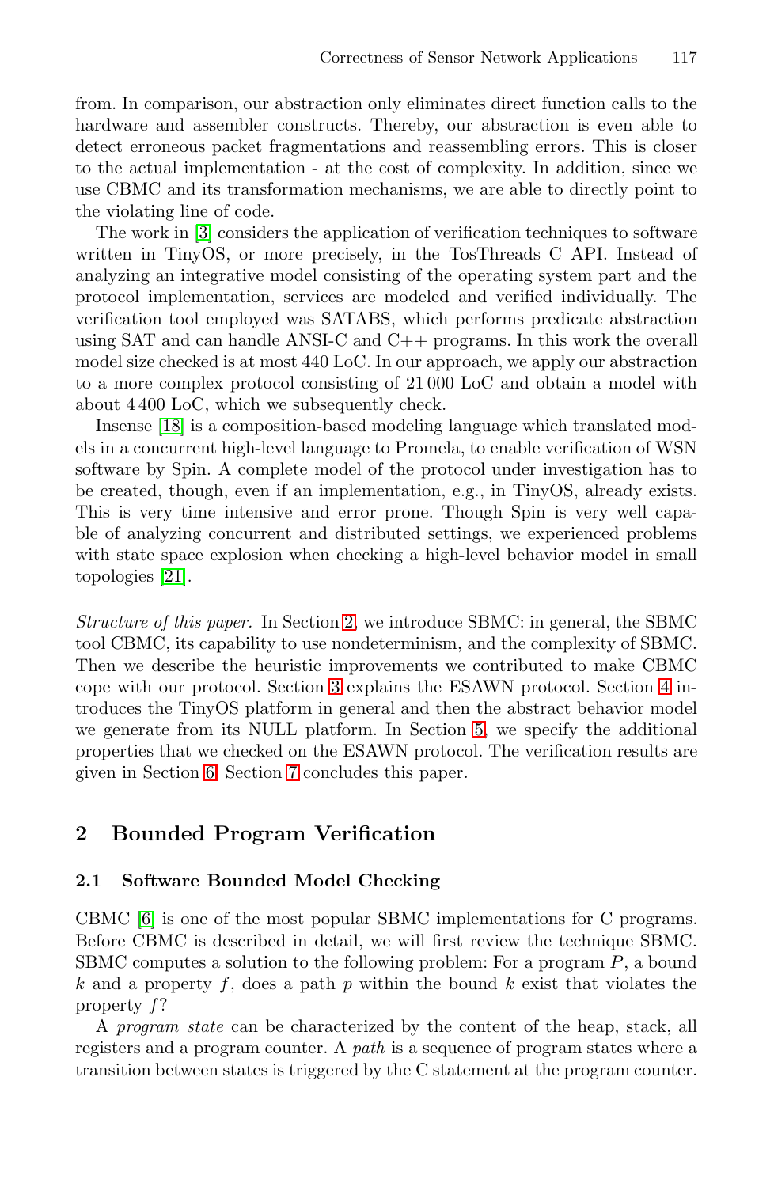from. In comparison, our abstraction only eliminates direct function calls to the hardware and assembler constructs. Thereby, our abstraction is even able to detect erroneous packet fragmentations and reassembling errors. This is closer to the actual implementation - at the cost of complexity. In addition, since we use CBMC and its transformation mechanisms, we are able to directly point to the violating line of code.

The work in [3] considers the application of verification techniques to software written in TinyOS, or more precisely, in the TosThreads C API. Instead of analyzing an integrative model consisting of the operating system part and the protocol implementation, services are modeled and verified individually. The verification tool employed was SATABS, which performs predicate abstraction using SAT and can handle ANSI-C and C++ programs. In this work the overall model size checked is at most 440 LoC. In our approach, we apply our abstraction to a more complex protocol consisting of 21 000 LoC and obtain a model with about 4 400 LoC, which we subsequently check.

Insense [18] is a composition-based modeling language which translated models in a concurrent high-level language to Promela, to enable verification of WSN software by Spin. A complete model of the protocol under investigation has to be created, though, even if an implementation, e.g., in TinyOS, already exists. This is very time intensive and error prone. Though Spin is very well capable of analyzing concurrent and distributed settings, we experienced problems with state space explosion when checking a high-level behavior model in small topologies [21].

*Structure of this paper.* In Section 2, we introduce SBMC: in general, the SBMC tool CBMC, its capability to use nondeterminism, and the complexity of SBMC. Then we describe the heuristic improvements we contributed to make CBMC cope with our protocol. Section 3 explains the ESAWN protocol. Section 4 introduces the TinyOS platform in general and then the abstract behavior model we generate from its NULL platform. In Section 5, we specify the additional properties that we checked on the ESAWN protocol. The verification results are given in Section 6. Section 7 concludes this paper.

## 2 Bounded Program Verification

### 2.1 Software Bounded Model Checking

CBMC [6] is one of the most popular SBMC implementations for C programs. Before CBMC is described in detail, we will first review the technique SBMC. SBMC computes a solution to the following problem: For a program $P$, a bound $k$ and a property $f$, does a path $p$ within the bound $k$ exist that violates the property $f$?

A *program state* can be characterized by the content of the heap, stack, all registers and a program counter. A *path* is a sequence of program states where a transition between states is triggered by the C statement at the program counter.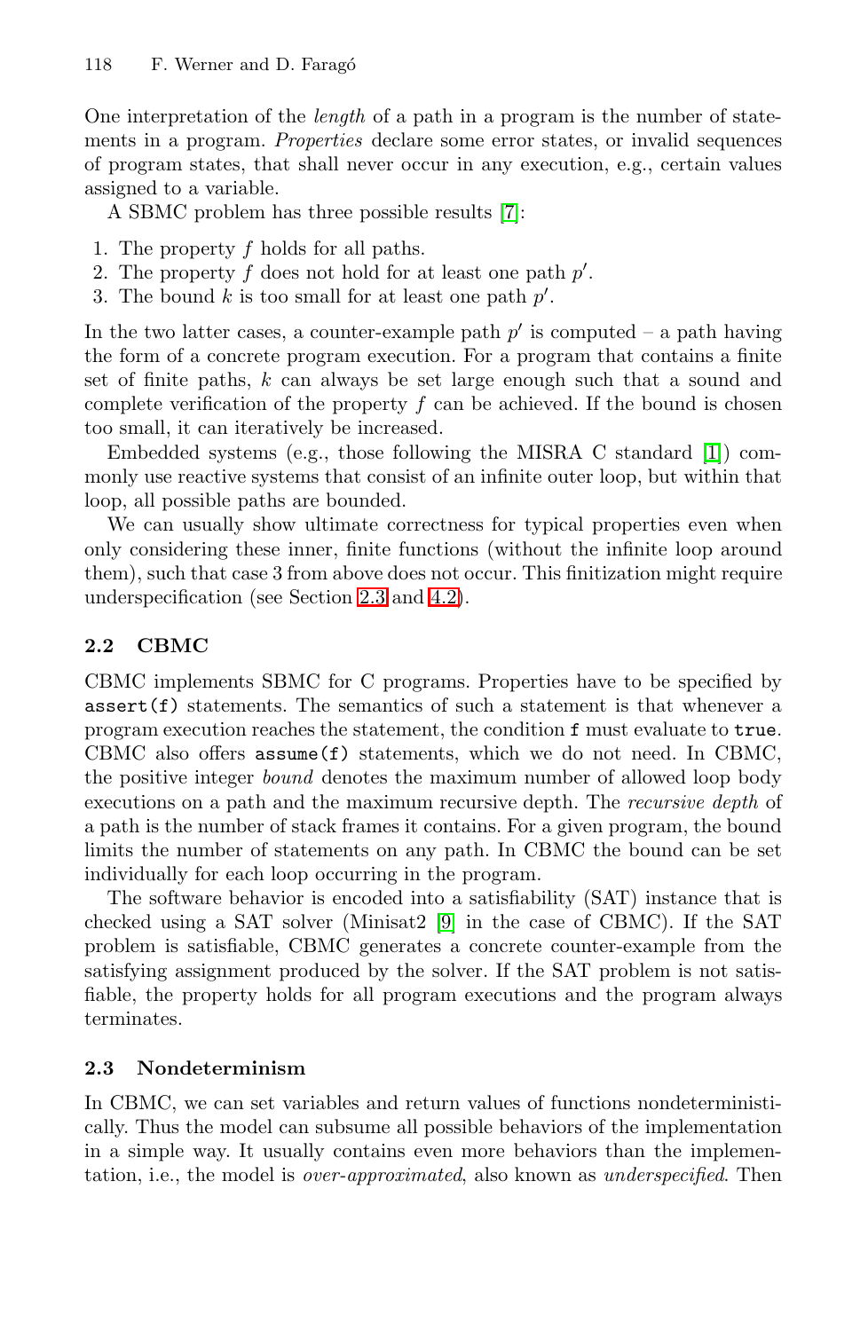One interpretation of the *length* of a path in a program is the number of statements in a program. *Properties* declare some error states, or invalid sequences of program states, that shall never occur in any execution, e.g., certain values assigned to a variable.

A SBMC problem has three possible results [7]:

1. The property $f$ holds for all paths.
2. The property $f$ does not hold for at least one path $p'$.
3. The bound $k$ is too small for at least one path $p'$.

In the two latter cases, a counter-example path $p'$ is computed – a path having the form of a concrete program execution. For a program that contains a finite set of finite paths, $k$ can always be set large enough such that a sound and complete verification of the property $f$ can be achieved. If the bound is chosen too small, it can iteratively be increased.

Embedded systems (e.g., those following the MISRA C standard [1]) commonly use reactive systems that consist of an infinite outer loop, but within that loop, all possible paths are bounded.

We can usually show ultimate correctness for typical properties even when only considering these inner, finite functions (without the infinite loop around them), such that case 3 from above does not occur. This finitization might require underspecification (see Section 2.3 and 4.2).

## 2.2 CBMC

CBMC implements SBMC for C programs. Properties have to be specified by `assert(f)` statements. The semantics of such a statement is that whenever a program execution reaches the statement, the condition `f` must evaluate to `true`. CBMC also offers `assume(f)` statements, which we do not need. In CBMC, the positive integer *bound* denotes the maximum number of allowed loop body executions on a path and the maximum recursive depth. The *recursive depth* of a path is the number of stack frames it contains. For a given program, the bound limits the number of statements on any path. In CBMC the bound can be set individually for each loop occurring in the program.

The software behavior is encoded into a satisfiability (SAT) instance that is checked using a SAT solver (Minisat2 [9] in the case of CBMC). If the SAT problem is satisfiable, CBMC generates a concrete counter-example from the satisfying assignment produced by the solver. If the SAT problem is not satisfiable, the property holds for all program executions and the program always terminates.

## 2.3 Nondeterminism

In CBMC, we can set variables and return values of functions nondeterministically. Thus the model can subsume all possible behaviors of the implementation in a simple way. It usually contains even more behaviors than the implementation, i.e., the model is *over-approximated*, also known as *underspecified*. Then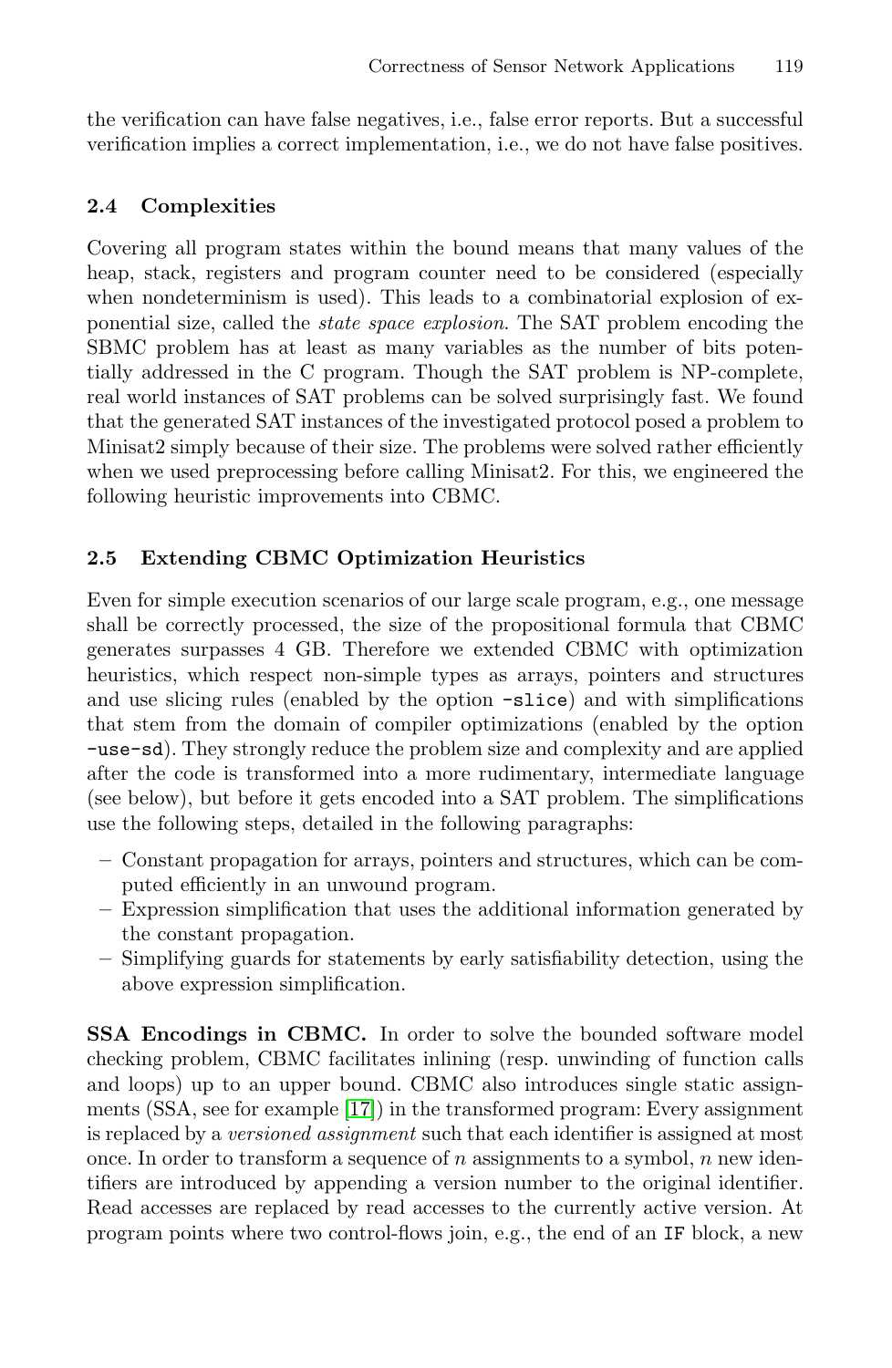the verification can have false negatives, i.e., false error reports. But a successful verification implies a correct implementation, i.e., we do not have false positives.

### 2.4 Complexities

Covering all program states within the bound means that many values of the heap, stack, registers and program counter need to be considered (especially when nondeterminism is used). This leads to a combinatorial explosion of exponential size, called the *state space explosion*. The SAT problem encoding the SBMC problem has at least as many variables as the number of bits potentially addressed in the C program. Though the SAT problem is NP-complete, real world instances of SAT problems can be solved surprisingly fast. We found that the generated SAT instances of the investigated protocol posed a problem to Minisat2 simply because of their size. The problems were solved rather efficiently when we used preprocessing before calling Minisat2. For this, we engineered the following heuristic improvements into CBMC.

### 2.5 Extending CBMC Optimization Heuristics

Even for simple execution scenarios of our large scale program, e.g., one message shall be correctly processed, the size of the propositional formula that CBMC generates surpasses 4 GB. Therefore we extended CBMC with optimization heuristics, which respect non-simple types as arrays, pointers and structures and use slicing rules (enabled by the option `-slice`) and with simplifications that stem from the domain of compiler optimizations (enabled by the option `-use-sd`). They strongly reduce the problem size and complexity and are applied after the code is transformed into a more rudimentary, intermediate language (see below), but before it gets encoded into a SAT problem. The simplifications use the following steps, detailed in the following paragraphs:

- Constant propagation for arrays, pointers and structures, which can be computed efficiently in an unwound program.
- Expression simplification that uses the additional information generated by the constant propagation.
- Simplifying guards for statements by early satisfiability detection, using the above expression simplification.

**SSA Encodings in CBMC.** In order to solve the bounded software model checking problem, CBMC facilitates inlining (resp. unwinding of function calls and loops) up to an upper bound. CBMC also introduces single static assignments (SSA, see for example [17]) in the transformed program: Every assignment is replaced by a *versioned assignment* such that each identifier is assigned at most once. In order to transform a sequence of $n$ assignments to a symbol, $n$ new identifiers are introduced by appending a version number to the original identifier. Read accesses are replaced by read accesses to the currently active version. At program points where two control-flows join, e.g., the end of an `IF` block, a new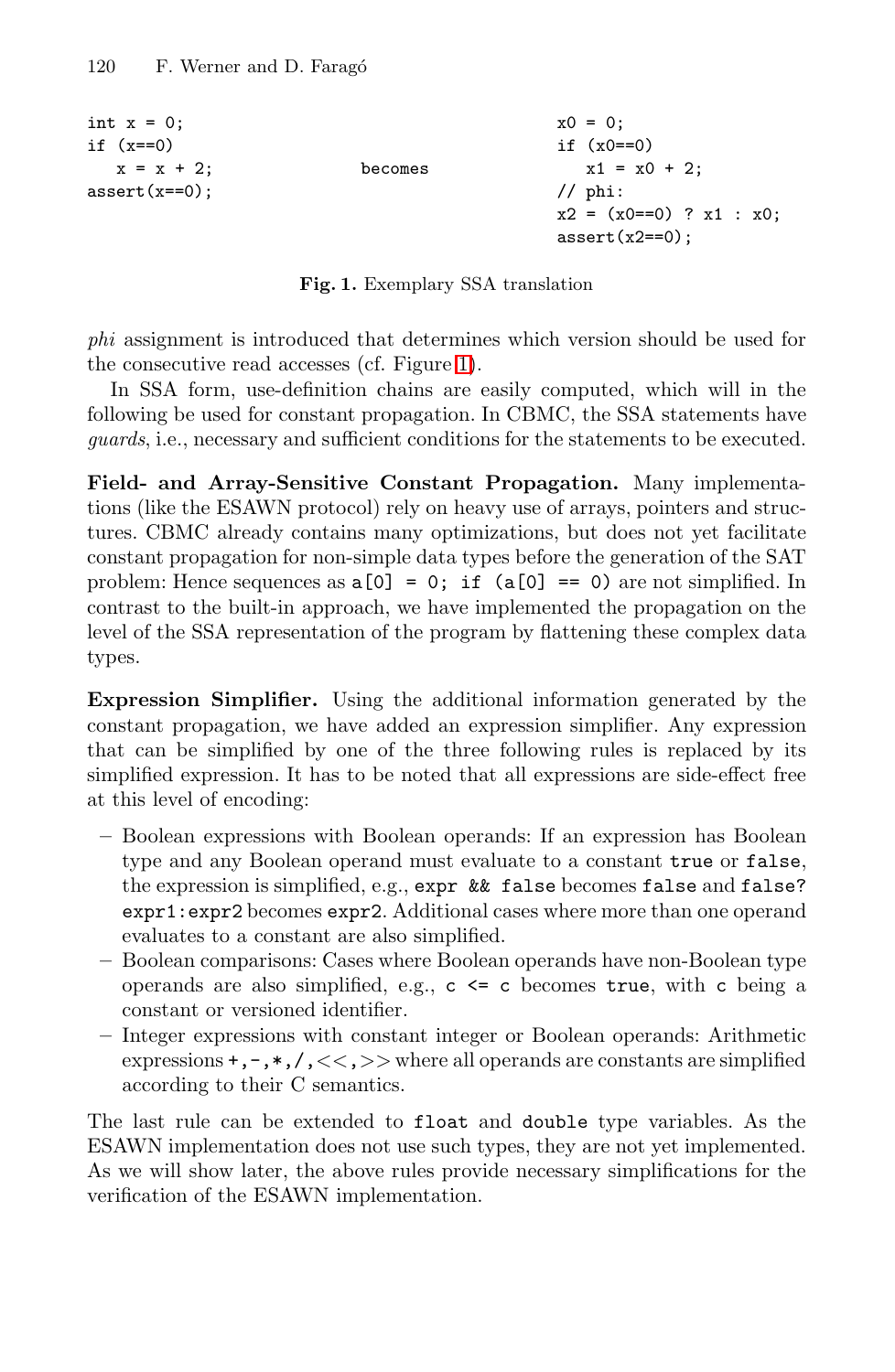```
int x = 0;                                    x0 = 0;
if (x==0)                                     if (x0==0)
   x = x + 2;            becomes                 x1 = x0 + 2;
assert(x==0);                                 // phi:
                                              x2 = (x0==0) ? x1 : x0;
                                              assert(x2==0);
```

**Fig. 1.** Exemplary SSA translation

*phi* assignment is introduced that determines which version should be used for the consecutive read accesses (cf. Figure 1).

In SSA form, use-definition chains are easily computed, which will in the following be used for constant propagation. In CBMC, the SSA statements have *guards*, i.e., necessary and sufficient conditions for the statements to be executed.

**Field- and Array-Sensitive Constant Propagation.** Many implementations (like the ESAWN protocol) rely on heavy use of arrays, pointers and structures. CBMC already contains many optimizations, but does not yet facilitate constant propagation for non-simple data types before the generation of the SAT problem: Hence sequences as `a[0] = 0; if (a[0] == 0)` are not simplified. In contrast to the built-in approach, we have implemented the propagation on the level of the SSA representation of the program by flattening these complex data types.

**Expression Simplifier.** Using the additional information generated by the constant propagation, we have added an expression simplifier. Any expression that can be simplified by one of the three following rules is replaced by its simplified expression. It has to be noted that all expressions are side-effect free at this level of encoding:

- Boolean expressions with Boolean operands: If an expression has Boolean type and any Boolean operand must evaluate to a constant `true` or `false`, the expression is simplified, e.g., `expr && false` becomes `false` and `false? expr1:expr2` becomes `expr2`. Additional cases where more than one operand evaluates to a constant are also simplified.
- Boolean comparisons: Cases where Boolean operands have non-Boolean type operands are also simplified, e.g., `c <= c` becomes `true`, with `c` being a constant or versioned identifier.
- Integer expressions with constant integer or Boolean operands: Arithmetic expressions `+,-,*,/,<<,>>` where all operands are constants are simplified according to their C semantics.

The last rule can be extended to `float` and `double` type variables. As the ESAWN implementation does not use such types, they are not yet implemented. As we will show later, the above rules provide necessary simplifications for the verification of the ESAWN implementation.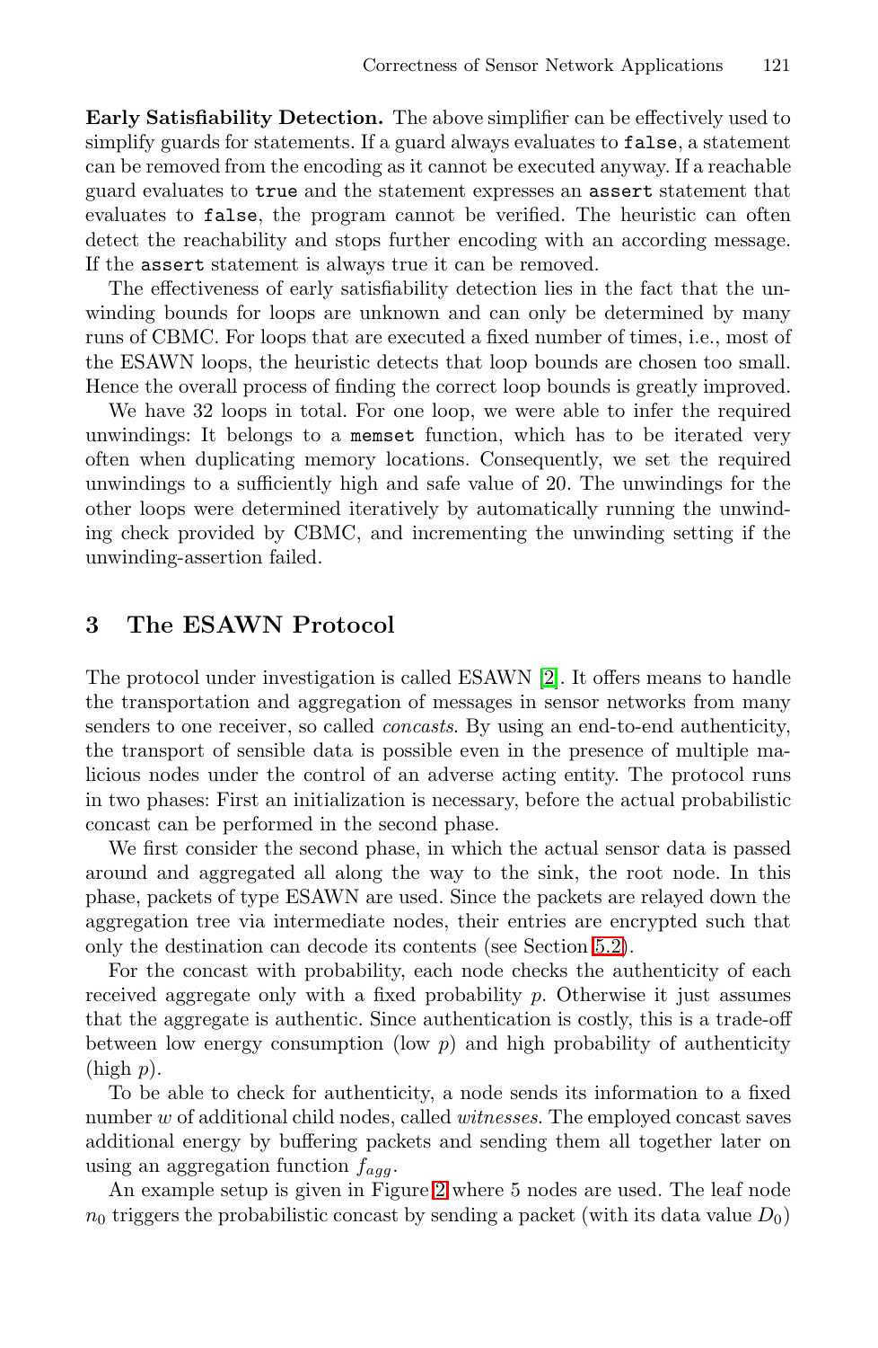**Early Satisfiability Detection.** The above simplifier can be effectively used to simplify guards for statements. If a guard always evaluates to `false`, a statement can be removed from the encoding as it cannot be executed anyway. If a reachable guard evaluates to `true` and the statement expresses an `assert` statement that evaluates to `false`, the program cannot be verified. The heuristic can often detect the reachability and stops further encoding with an according message. If the `assert` statement is always true it can be removed.

The effectiveness of early satisfiability detection lies in the fact that the unwinding bounds for loops are unknown and can only be determined by many runs of CBMC. For loops that are executed a fixed number of times, i.e., most of the ESAWN loops, the heuristic detects that loop bounds are chosen too small. Hence the overall process of finding the correct loop bounds is greatly improved.

We have 32 loops in total. For one loop, we were able to infer the required unwindings: It belongs to a `memset` function, which has to be iterated very often when duplicating memory locations. Consequently, we set the required unwindings to a sufficiently high and safe value of 20. The unwindings for the other loops were determined iteratively by automatically running the unwinding check provided by CBMC, and incrementing the unwinding setting if the unwinding-assertion failed.

## 3 The ESAWN Protocol

The protocol under investigation is called ESAWN [2]. It offers means to handle the transportation and aggregation of messages in sensor networks from many senders to one receiver, so called *concasts*. By using an end-to-end authenticity, the transport of sensible data is possible even in the presence of multiple malicious nodes under the control of an adverse acting entity. The protocol runs in two phases: First an initialization is necessary, before the actual probabilistic concast can be performed in the second phase.

We first consider the second phase, in which the actual sensor data is passed around and aggregated all along the way to the sink, the root node. In this phase, packets of type ESAWN are used. Since the packets are relayed down the aggregation tree via intermediate nodes, their entries are encrypted such that only the destination can decode its contents (see Section 5.2).

For the concast with probability, each node checks the authenticity of each received aggregate only with a fixed probability $p$. Otherwise it just assumes that the aggregate is authentic. Since authentication is costly, this is a trade-off between low energy consumption (low $p$) and high probability of authenticity (high $p$).

To be able to check for authenticity, a node sends its information to a fixed number $w$ of additional child nodes, called *witnesses*. The employed concast saves additional energy by buffering packets and sending them all together later on using an aggregation function $f_{agg}$.

An example setup is given in Figure 2 where 5 nodes are used. The leaf node $n_0$ triggers the probabilistic concast by sending a packet (with its data value $D_0$)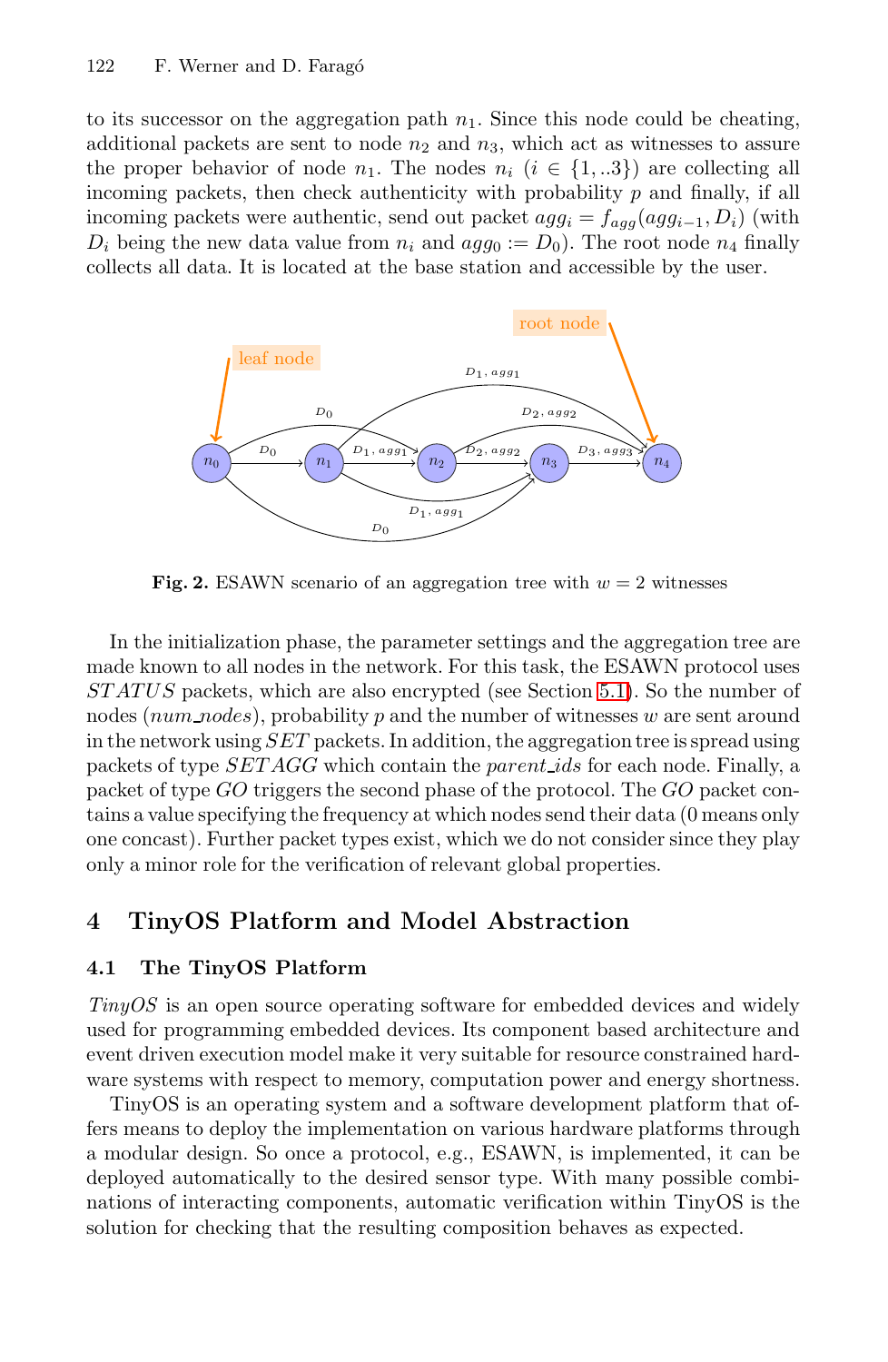to its successor on the aggregation path $n_1$. Since this node could be cheating, additional packets are sent to node $n_2$ and $n_3$, which act as witnesses to assure the proper behavior of node $n_1$. The nodes $n_i$ ($i \in \{1,..3\}$) are collecting all incoming packets, then check authenticity with probability $p$ and finally, if all incoming packets were authentic, send out packet $agg_i = f_{agg}(agg_{i-1}, D_i)$ (with $D_i$ being the new data value from $n_i$ and $agg_0 := D_0$). The root node $n_4$ finally collects all data. It is located at the base station and accessible by the user.

**Fig. 2.** ESAWN scenario of an aggregation tree with $w = 2$ witnesses

In the initialization phase, the parameter settings and the aggregation tree are made known to all nodes in the network. For this task, the ESAWN protocol uses $STATUS$ packets, which are also encrypted (see Section 5.1). So the number of nodes ($num\_nodes$), probability $p$ and the number of witnesses $w$ are sent around in the network using $SET$ packets. In addition, the aggregation tree is spread using packets of type $SETAGG$ which contain the $parent\_ids$ for each node. Finally, a packet of type $GO$ triggers the second phase of the protocol. The $GO$ packet contains a value specifying the frequency at which nodes send their data (0 means only one concast). Further packet types exist, which we do not consider since they play only a minor role for the verification of relevant global properties.

## 4 TinyOS Platform and Model Abstraction

### 4.1 The TinyOS Platform

*TinyOS* is an open source operating software for embedded devices and widely used for programming embedded devices. Its component based architecture and event driven execution model make it very suitable for resource constrained hardware systems with respect to memory, computation power and energy shortness.

TinyOS is an operating system and a software development platform that offers means to deploy the implementation on various hardware platforms through a modular design. So once a protocol, e.g., ESAWN, is implemented, it can be deployed automatically to the desired sensor type. With many possible combinations of interacting components, automatic verification within TinyOS is the solution for checking that the resulting composition behaves as expected.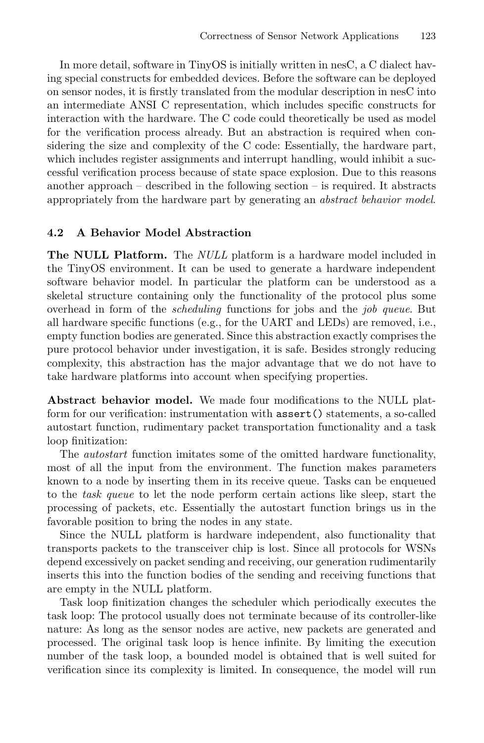In more detail, software in TinyOS is initially written in nesC, a C dialect having special constructs for embedded devices. Before the software can be deployed on sensor nodes, it is firstly translated from the modular description in nesC into an intermediate ANSI C representation, which includes specific constructs for interaction with the hardware. The C code could theoretically be used as model for the verification process already. But an abstraction is required when considering the size and complexity of the C code: Essentially, the hardware part, which includes register assignments and interrupt handling, would inhibit a successful verification process because of state space explosion. Due to this reasons another approach – described in the following section – is required. It abstracts appropriately from the hardware part by generating an *abstract behavior model*.

### 4.2 A Behavior Model Abstraction

**The NULL Platform.** The *NULL* platform is a hardware model included in the TinyOS environment. It can be used to generate a hardware independent software behavior model. In particular the platform can be understood as a skeletal structure containing only the functionality of the protocol plus some overhead in form of the *scheduling* functions for jobs and the *job queue*. But all hardware specific functions (e.g., for the UART and LEDs) are removed, i.e., empty function bodies are generated. Since this abstraction exactly comprises the pure protocol behavior under investigation, it is safe. Besides strongly reducing complexity, this abstraction has the major advantage that we do not have to take hardware platforms into account when specifying properties.

**Abstract behavior model.** We made four modifications to the NULL platform for our verification: instrumentation with `assert()` statements, a so-called autostart function, rudimentary packet transportation functionality and a task loop finitization:

The *autostart* function imitates some of the omitted hardware functionality, most of all the input from the environment. The function makes parameters known to a node by inserting them in its receive queue. Tasks can be enqueued to the *task queue* to let the node perform certain actions like sleep, start the processing of packets, etc. Essentially the autostart function brings us in the favorable position to bring the nodes in any state.

Since the NULL platform is hardware independent, also functionality that transports packets to the transceiver chip is lost. Since all protocols for WSNs depend excessively on packet sending and receiving, our generation rudimentarily inserts this into the function bodies of the sending and receiving functions that are empty in the NULL platform.

Task loop finitization changes the scheduler which periodically executes the task loop: The protocol usually does not terminate because of its controller-like nature: As long as the sensor nodes are active, new packets are generated and processed. The original task loop is hence infinite. By limiting the execution number of the task loop, a bounded model is obtained that is well suited for verification since its complexity is limited. In consequence, the model will run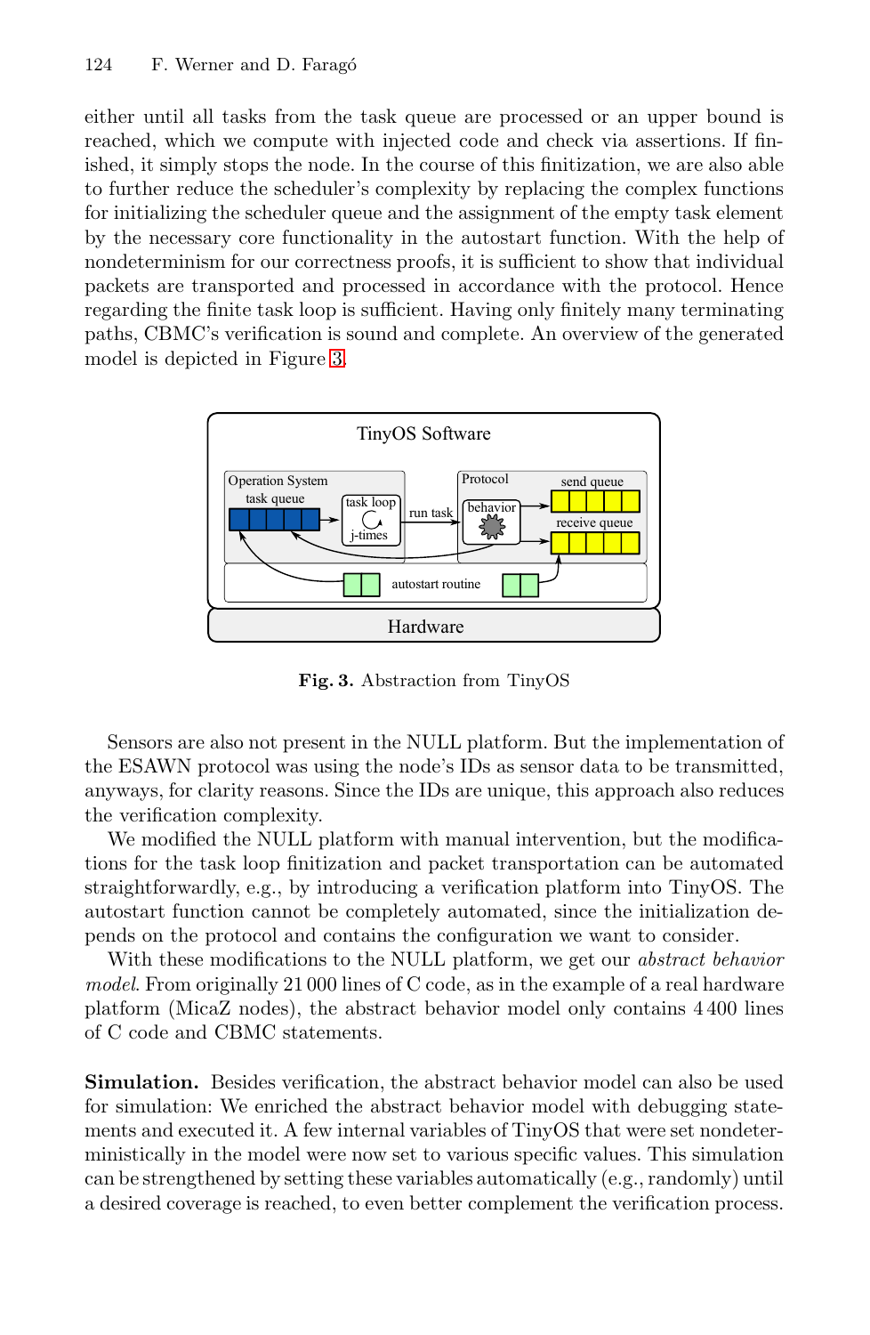either until all tasks from the task queue are processed or an upper bound is reached, which we compute with injected code and check via assertions. If finished, it simply stops the node. In the course of this finitization, we are also able to further reduce the scheduler's complexity by replacing the complex functions for initializing the scheduler queue and the assignment of the empty task element by the necessary core functionality in the autostart function. With the help of nondeterminism for our correctness proofs, it is sufficient to show that individual packets are transported and processed in accordance with the protocol. Hence regarding the finite task loop is sufficient. Having only finitely many terminating paths, CBMC's verification is sound and complete. An overview of the generated model is depicted in Figure 3.

**Fig. 3.** Abstraction from TinyOS

Sensors are also not present in the NULL platform. But the implementation of the ESAWN protocol was using the node's IDs as sensor data to be transmitted, anyways, for clarity reasons. Since the IDs are unique, this approach also reduces the verification complexity.

We modified the NULL platform with manual intervention, but the modifications for the task loop finitization and packet transportation can be automated straightforwardly, e.g., by introducing a verification platform into TinyOS. The autostart function cannot be completely automated, since the initialization depends on the protocol and contains the configuration we want to consider.

With these modifications to the NULL platform, we get our *abstract behavior model*. From originally 21 000 lines of C code, as in the example of a real hardware platform (MicaZ nodes), the abstract behavior model only contains 4 400 lines of C code and CBMC statements.

**Simulation.** Besides verification, the abstract behavior model can also be used for simulation: We enriched the abstract behavior model with debugging statements and executed it. A few internal variables of TinyOS that were set nondeterministically in the model were now set to various specific values. This simulation can be strengthened by setting these variables automatically (e.g., randomly) until a desired coverage is reached, to even better complement the verification process.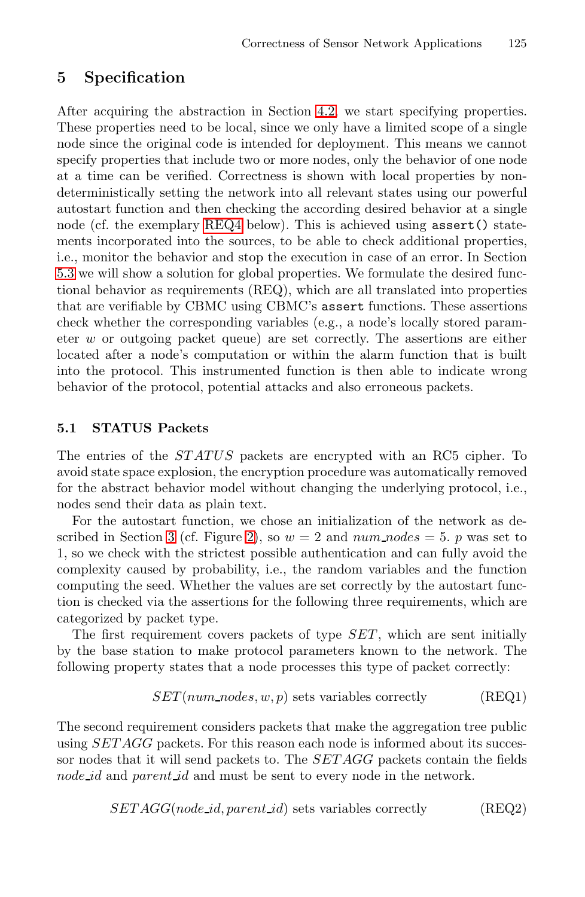## 5 Specification

After acquiring the abstraction in Section 4.2, we start specifying properties. These properties need to be local, since we only have a limited scope of a single node since the original code is intended for deployment. This means we cannot specify properties that include two or more nodes, only the behavior of one node at a time can be verified. Correctness is shown with local properties by nondeterministically setting the network into all relevant states using our powerful autostart function and then checking the according desired behavior at a single node (cf. the exemplary REQ4 below). This is achieved using `assert()` statements incorporated into the sources, to be able to check additional properties, i.e., monitor the behavior and stop the execution in case of an error. In Section 5.3 we will show a solution for global properties. We formulate the desired functional behavior as requirements (REQ), which are all translated into properties that are verifiable by CBMC using CBMC's `assert` functions. These assertions check whether the corresponding variables (e.g., a node's locally stored parameter $w$ or outgoing packet queue) are set correctly. The assertions are either located after a node's computation or within the alarm function that is built into the protocol. This instrumented function is then able to indicate wrong behavior of the protocol, potential attacks and also erroneous packets.

### 5.1 STATUS Packets

The entries of the $STATUS$ packets are encrypted with an RC5 cipher. To avoid state space explosion, the encryption procedure was automatically removed for the abstract behavior model without changing the underlying protocol, i.e., nodes send their data as plain text.

For the autostart function, we chose an initialization of the network as described in Section 3 (cf. Figure 2), so $w = 2$ and $num\_nodes = 5$. $p$ was set to 1, so we check with the strictest possible authentication and can fully avoid the complexity caused by probability, i.e., the random variables and the function computing the seed. Whether the values are set correctly by the autostart function is checked via the assertions for the following three requirements, which are categorized by packet type.

The first requirement covers packets of type $SET$, which are sent initially by the base station to make protocol parameters known to the network. The following property states that a node processes this type of packet correctly:

$$SET(num\_nodes, w, p) \text{ sets variables correctly} \qquad \text{(REQ1)}$$

The second requirement considers packets that make the aggregation tree public using $SETAGG$ packets. For this reason each node is informed about its successor nodes that it will send packets to. The $SETAGG$ packets contain the fields $node\_id$ and $parent\_id$ and must be sent to every node in the network.

$$SETAGG(node\_id, parent\_id) \text{ sets variables correctly} \qquad \text{(REQ2)}$$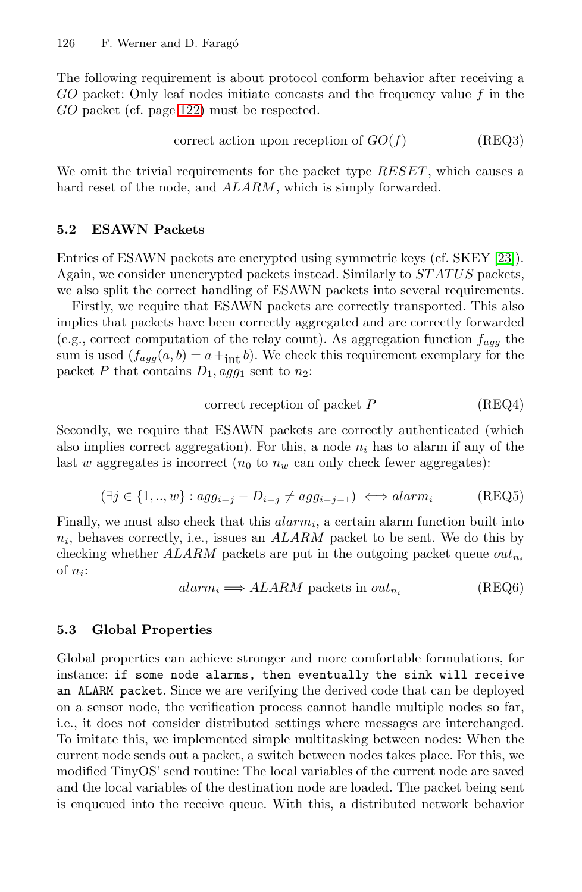The following requirement is about protocol conform behavior after receiving a *GO* packet: Only leaf nodes initiate concasts and the frequency value $f$ in the *GO* packet (cf. page 122) must be respected.

$$\text{correct action upon reception of } GO(f) \tag{REQ3}$$

We omit the trivial requirements for the packet type $RESET$, which causes a hard reset of the node, and $ALARM$, which is simply forwarded.

### 5.2 ESAWN Packets

Entries of ESAWN packets are encrypted using symmetric keys (cf. SKEY [23]). Again, we consider unencrypted packets instead. Similarly to $STATUS$ packets, we also split the correct handling of ESAWN packets into several requirements.

Firstly, we require that ESAWN packets are correctly transported. This also implies that packets have been correctly aggregated and are correctly forwarded (e.g., correct computation of the relay count). As aggregation function $f_{agg}$ the sum is used ($f_{agg}(a, b) = a +_{\text{int}} b$). We check this requirement exemplary for the packet $P$ that contains $D_1, agg_1$ sent to $n_2$:

$$\text{correct reception of packet } P \tag{REQ4}$$

Secondly, we require that ESAWN packets are correctly authenticated (which also implies correct aggregation). For this, a node $n_i$ has to alarm if any of the last $w$ aggregates is incorrect ($n_0$ to $n_w$ can only check fewer aggregates):

$$(\exists j \in \{1, .., w\} : agg_{i-j} - D_{i-j} \neq agg_{i-j-1}) \iff alarm_i \tag{REQ5}$$

Finally, we must also check that this $alarm_i$, a certain alarm function built into $n_i$, behaves correctly, i.e., issues an $ALARM$ packet to be sent. We do this by checking whether $ALARM$ packets are put in the outgoing packet queue $out_{n_i}$ of $n_i$:

$$alarm_i \Longrightarrow ALARM \text{ packets in } out_{n_i} \tag{REQ6}$$

### 5.3 Global Properties

Global properties can achieve stronger and more comfortable formulations, for instance: `if some node alarms, then eventually the sink will receive an ALARM packet`. Since we are verifying the derived code that can be deployed on a sensor node, the verification process cannot handle multiple nodes so far, i.e., it does not consider distributed settings where messages are interchanged. To imitate this, we implemented simple multitasking between nodes: When the current node sends out a packet, a switch between nodes takes place. For this, we modified TinyOS' send routine: The local variables of the current node are saved and the local variables of the destination node are loaded. The packet being sent is enqueued into the receive queue. With this, a distributed network behavior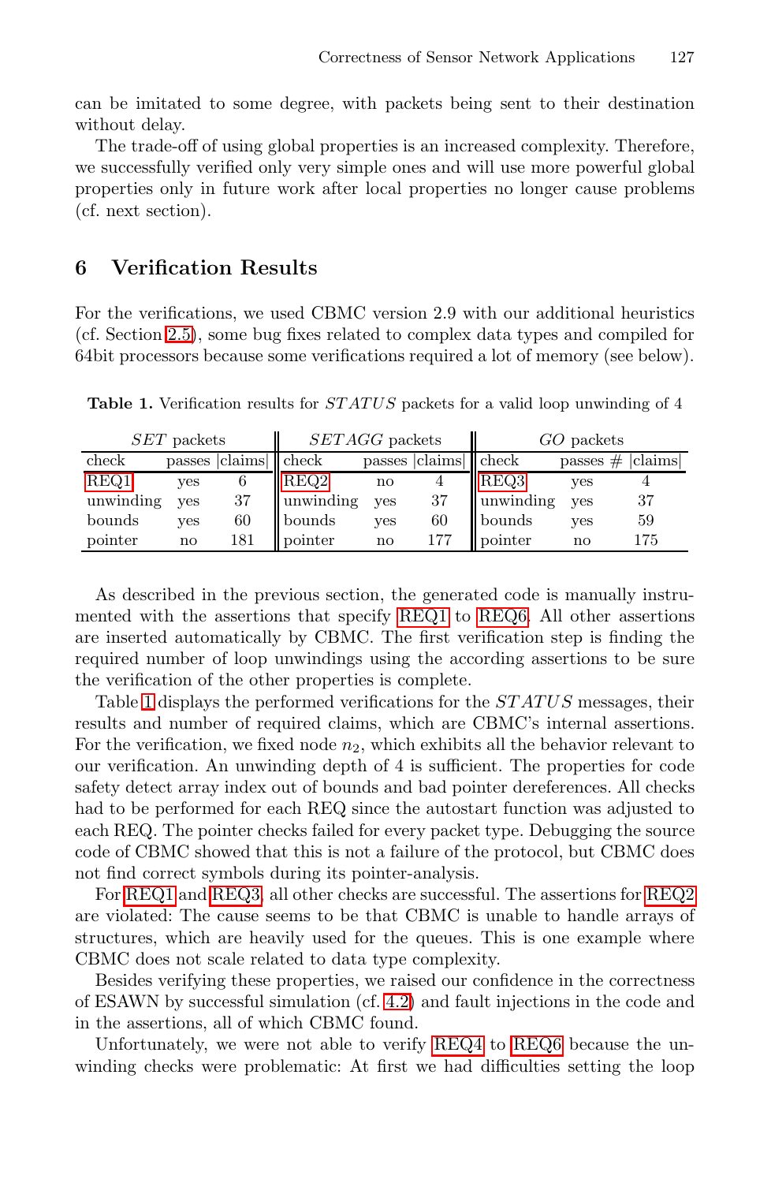can be imitated to some degree, with packets being sent to their destination without delay.

The trade-off of using global properties is an increased complexity. Therefore, we successfully verified only very simple ones and will use more powerful global properties only in future work after local properties no longer cause problems (cf. next section).

## 6 Verification Results

For the verifications, we used CBMC version 2.9 with our additional heuristics (cf. Section 2.5), some bug fixes related to complex data types and compiled for 64bit processors because some verifications required a lot of memory (see below).

**Table 1.** Verification results for *STATUS* packets for a valid loop unwinding of 4

| *SET* packets | | | *SETAGG* packets | | | *GO* packets | | |
|---|---|---|---|---|---|---|---|---|
| check | passes | \|claims\| | check | passes | \|claims\| | check | passes # | \|claims\| |
| REQ1 | yes | 6 | REQ2 | no | 4 | REQ3 | yes | 4 |
| unwinding | yes | 37 | unwinding | yes | 37 | unwinding | yes | 37 |
| bounds | yes | 60 | bounds | yes | 60 | bounds | yes | 59 |
| pointer | no | 181 | pointer | no | 177 | pointer | no | 175 |

As described in the previous section, the generated code is manually instrumented with the assertions that specify REQ1 to REQ6. All other assertions are inserted automatically by CBMC. The first verification step is finding the required number of loop unwindings using the according assertions to be sure the verification of the other properties is complete.

Table 1 displays the performed verifications for the *STATUS* messages, their results and number of required claims, which are CBMC's internal assertions. For the verification, we fixed node $n_2$, which exhibits all the behavior relevant to our verification. An unwinding depth of 4 is sufficient. The properties for code safety detect array index out of bounds and bad pointer dereferences. All checks had to be performed for each REQ since the autostart function was adjusted to each REQ. The pointer checks failed for every packet type. Debugging the source code of CBMC showed that this is not a failure of the protocol, but CBMC does not find correct symbols during its pointer-analysis.

For REQ1 and REQ3, all other checks are successful. The assertions for REQ2 are violated: The cause seems to be that CBMC is unable to handle arrays of structures, which are heavily used for the queues. This is one example where CBMC does not scale related to data type complexity.

Besides verifying these properties, we raised our confidence in the correctness of ESAWN by successful simulation (cf. 4.2) and fault injections in the code and in the assertions, all of which CBMC found.

Unfortunately, we were not able to verify REQ4 to REQ6 because the unwinding checks were problematic: At first we had difficulties setting the loop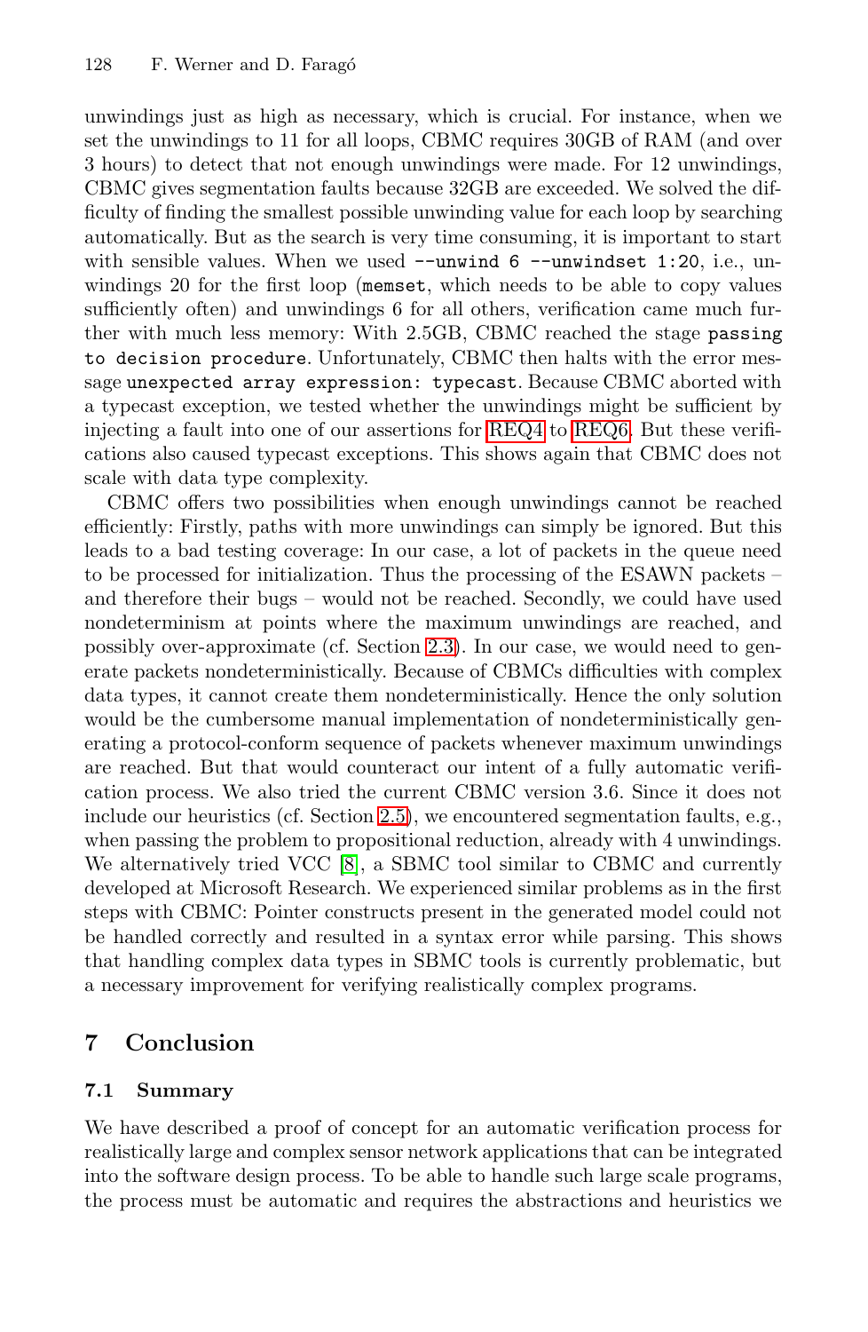unwindings just as high as necessary, which is crucial. For instance, when we set the unwindings to 11 for all loops, CBMC requires 30GB of RAM (and over 3 hours) to detect that not enough unwindings were made. For 12 unwindings, CBMC gives segmentation faults because 32GB are exceeded. We solved the difficulty of finding the smallest possible unwinding value for each loop by searching automatically. But as the search is very time consuming, it is important to start with sensible values. When we used `--unwind 6 --unwindset 1:20`, i.e., unwindings 20 for the first loop (`memset`, which needs to be able to copy values sufficiently often) and unwindings 6 for all others, verification came much further with much less memory: With 2.5GB, CBMC reached the stage `passing to decision procedure`. Unfortunately, CBMC then halts with the error message `unexpected array expression: typecast`. Because CBMC aborted with a typecast exception, we tested whether the unwindings might be sufficient by injecting a fault into one of our assertions for REQ4 to REQ6. But these verifications also caused typecast exceptions. This shows again that CBMC does not scale with data type complexity.

CBMC offers two possibilities when enough unwindings cannot be reached efficiently: Firstly, paths with more unwindings can simply be ignored. But this leads to a bad testing coverage: In our case, a lot of packets in the queue need to be processed for initialization. Thus the processing of the ESAWN packets – and therefore their bugs – would not be reached. Secondly, we could have used nondeterminism at points where the maximum unwindings are reached, and possibly over-approximate (cf. Section 2.3). In our case, we would need to generate packets nondeterministically. Because of CBMCs difficulties with complex data types, it cannot create them nondeterministically. Hence the only solution would be the cumbersome manual implementation of nondeterministically generating a protocol-conform sequence of packets whenever maximum unwindings are reached. But that would counteract our intent of a fully automatic verification process. We also tried the current CBMC version 3.6. Since it does not include our heuristics (cf. Section 2.5), we encountered segmentation faults, e.g., when passing the problem to propositional reduction, already with 4 unwindings. We alternatively tried VCC [8], a SBMC tool similar to CBMC and currently developed at Microsoft Research. We experienced similar problems as in the first steps with CBMC: Pointer constructs present in the generated model could not be handled correctly and resulted in a syntax error while parsing. This shows that handling complex data types in SBMC tools is currently problematic, but a necessary improvement for verifying realistically complex programs.

## 7 Conclusion

### 7.1 Summary

We have described a proof of concept for an automatic verification process for realistically large and complex sensor network applications that can be integrated into the software design process. To be able to handle such large scale programs, the process must be automatic and requires the abstractions and heuristics we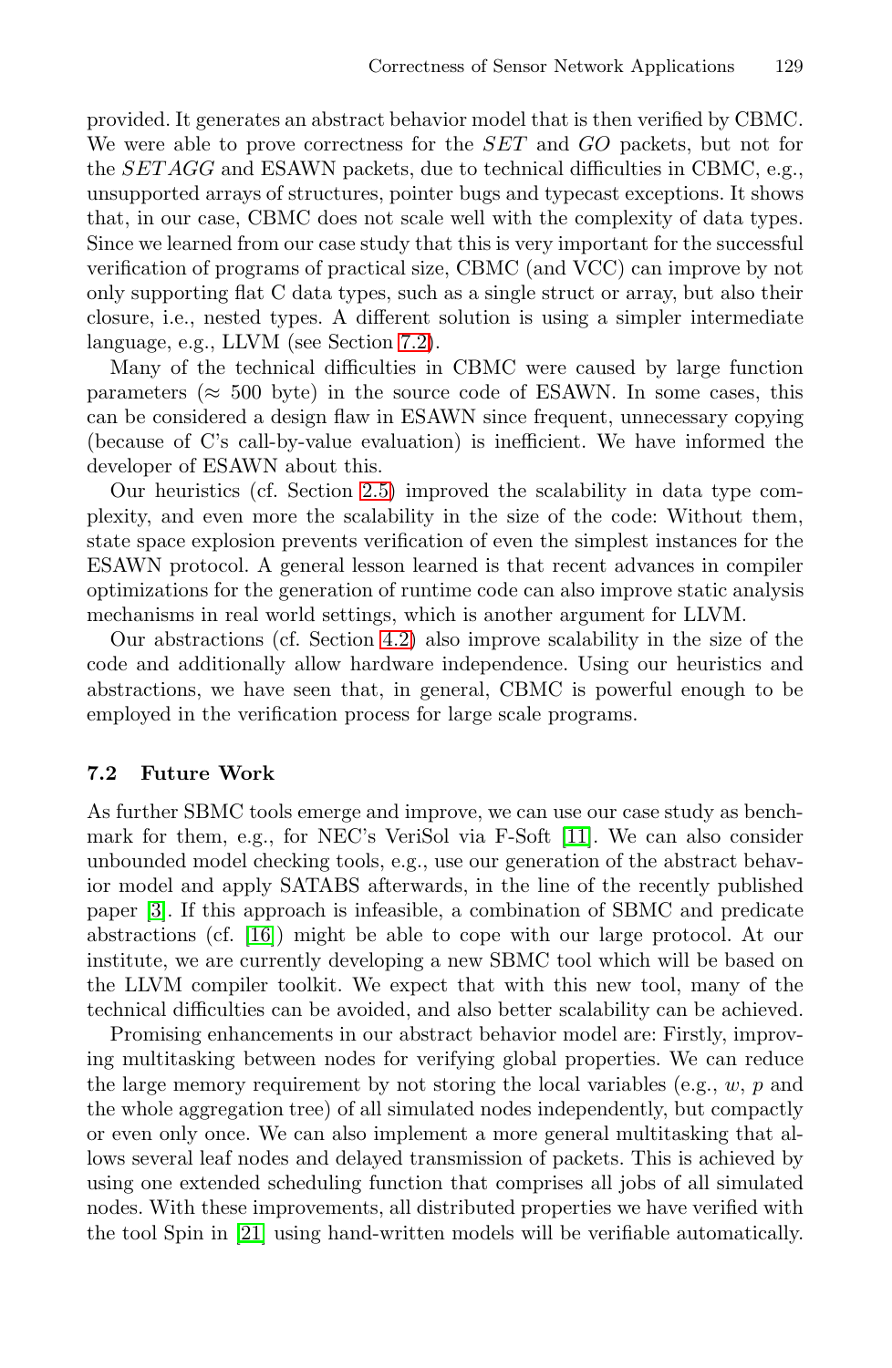provided. It generates an abstract behavior model that is then verified by CBMC. We were able to prove correctness for the *SET* and *GO* packets, but not for the *SETAGG* and ESAWN packets, due to technical difficulties in CBMC, e.g., unsupported arrays of structures, pointer bugs and typecast exceptions. It shows that, in our case, CBMC does not scale well with the complexity of data types. Since we learned from our case study that this is very important for the successful verification of programs of practical size, CBMC (and VCC) can improve by not only supporting flat C data types, such as a single struct or array, but also their closure, i.e., nested types. A different solution is using a simpler intermediate language, e.g., LLVM (see Section 7.2).

Many of the technical difficulties in CBMC were caused by large function parameters ($\approx$ 500 byte) in the source code of ESAWN. In some cases, this can be considered a design flaw in ESAWN since frequent, unnecessary copying (because of C's call-by-value evaluation) is inefficient. We have informed the developer of ESAWN about this.

Our heuristics (cf. Section 2.5) improved the scalability in data type complexity, and even more the scalability in the size of the code: Without them, state space explosion prevents verification of even the simplest instances for the ESAWN protocol. A general lesson learned is that recent advances in compiler optimizations for the generation of runtime code can also improve static analysis mechanisms in real world settings, which is another argument for LLVM.

Our abstractions (cf. Section 4.2) also improve scalability in the size of the code and additionally allow hardware independence. Using our heuristics and abstractions, we have seen that, in general, CBMC is powerful enough to be employed in the verification process for large scale programs.

### 7.2 Future Work

As further SBMC tools emerge and improve, we can use our case study as benchmark for them, e.g., for NEC's VeriSol via F-Soft [11]. We can also consider unbounded model checking tools, e.g., use our generation of the abstract behavior model and apply SATABS afterwards, in the line of the recently published paper [3]. If this approach is infeasible, a combination of SBMC and predicate abstractions (cf. [16]) might be able to cope with our large protocol. At our institute, we are currently developing a new SBMC tool which will be based on the LLVM compiler toolkit. We expect that with this new tool, many of the technical difficulties can be avoided, and also better scalability can be achieved.

Promising enhancements in our abstract behavior model are: Firstly, improving multitasking between nodes for verifying global properties. We can reduce the large memory requirement by not storing the local variables (e.g., $w$, $p$ and the whole aggregation tree) of all simulated nodes independently, but compactly or even only once. We can also implement a more general multitasking that allows several leaf nodes and delayed transmission of packets. This is achieved by using one extended scheduling function that comprises all jobs of all simulated nodes. With these improvements, all distributed properties we have verified with the tool Spin in [21] using hand-written models will be verifiable automatically.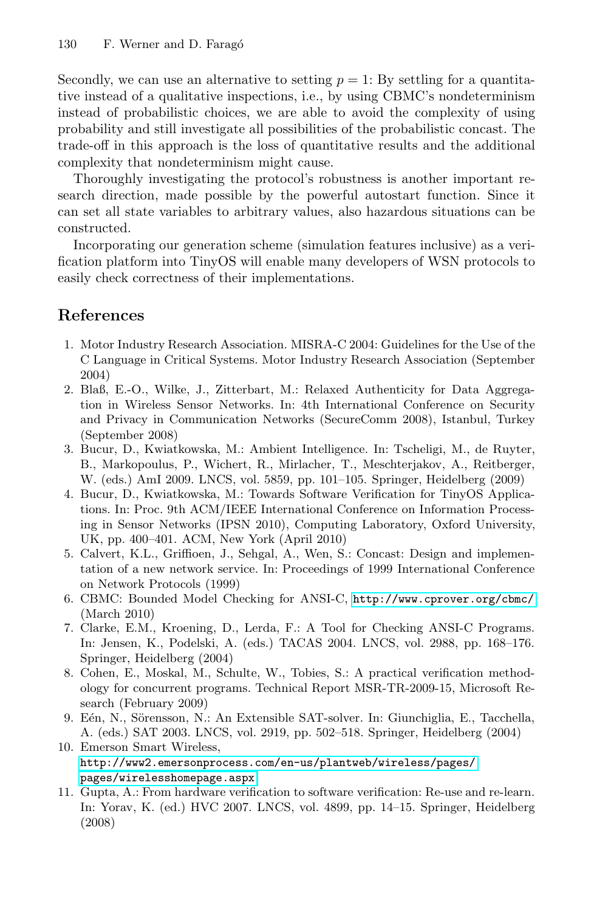Secondly, we can use an alternative to setting $p = 1$: By settling for a quantitative instead of a qualitative inspections, i.e., by using CBMC's nondeterminism instead of probabilistic choices, we are able to avoid the complexity of using probability and still investigate all possibilities of the probabilistic concast. The trade-off in this approach is the loss of quantitative results and the additional complexity that nondeterminism might cause.

Thoroughly investigating the protocol's robustness is another important research direction, made possible by the powerful autostart function. Since it can set all state variables to arbitrary values, also hazardous situations can be constructed.

Incorporating our generation scheme (simulation features inclusive) as a verification platform into TinyOS will enable many developers of WSN protocols to easily check correctness of their implementations.

## References

1. Motor Industry Research Association. MISRA-C 2004: Guidelines for the Use of the C Language in Critical Systems. Motor Industry Research Association (September 2004)
2. Blaß, E.-O., Wilke, J., Zitterbart, M.: Relaxed Authenticity for Data Aggregation in Wireless Sensor Networks. In: 4th International Conference on Security and Privacy in Communication Networks (SecureComm 2008), Istanbul, Turkey (September 2008)
3. Bucur, D., Kwiatkowska, M.: Ambient Intelligence. In: Tscheligi, M., de Ruyter, B., Markopoulus, P., Wichert, R., Mirlacher, T., Meschterjakov, A., Reitberger, W. (eds.) AmI 2009. LNCS, vol. 5859, pp. 101–105. Springer, Heidelberg (2009)
4. Bucur, D., Kwiatkowska, M.: Towards Software Verification for TinyOS Applications. In: Proc. 9th ACM/IEEE International Conference on Information Processing in Sensor Networks (IPSN 2010), Computing Laboratory, Oxford University, UK, pp. 400–401. ACM, New York (April 2010)
5. Calvert, K.L., Griffioen, J., Sehgal, A., Wen, S.: Concast: Design and implementation of a new network service. In: Proceedings of 1999 International Conference on Network Protocols (1999)
6. CBMC: Bounded Model Checking for ANSI-C, http://www.cprover.org/cbmc/ (March 2010)
7. Clarke, E.M., Kroening, D., Lerda, F.: A Tool for Checking ANSI-C Programs. In: Jensen, K., Podelski, A. (eds.) TACAS 2004. LNCS, vol. 2988, pp. 168–176. Springer, Heidelberg (2004)
8. Cohen, E., Moskal, M., Schulte, W., Tobies, S.: A practical verification methodology for concurrent programs. Technical Report MSR-TR-2009-15, Microsoft Research (February 2009)
9. Eén, N., Sörensson, N.: An Extensible SAT-solver. In: Giunchiglia, E., Tacchella, A. (eds.) SAT 2003. LNCS, vol. 2919, pp. 502–518. Springer, Heidelberg (2004)
10. Emerson Smart Wireless, http://www2.emersonprocess.com/en-us/plantweb/wireless/pages/pages/wirelesshomepage.aspx
11. Gupta, A.: From hardware verification to software verification: Re-use and re-learn. In: Yorav, K. (ed.) HVC 2007. LNCS, vol. 4899, pp. 14–15. Springer, Heidelberg (2008)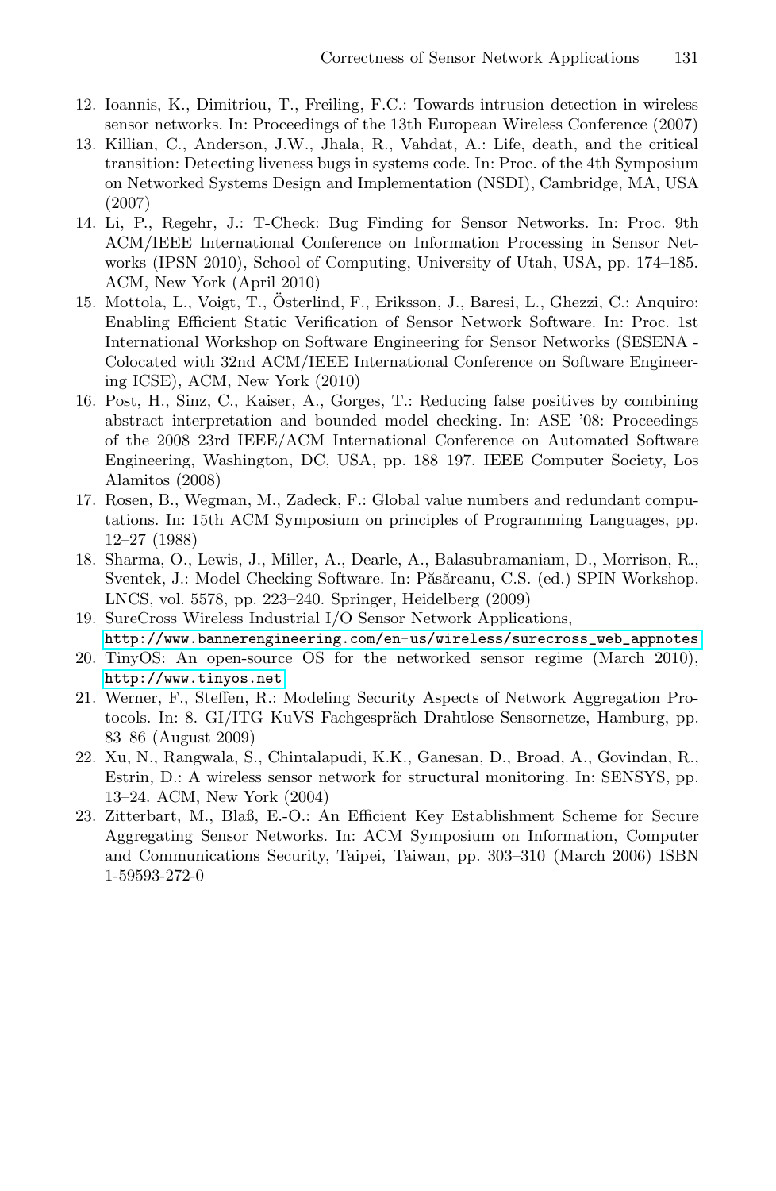12. Ioannis, K., Dimitriou, T., Freiling, F.C.: Towards intrusion detection in wireless sensor networks. In: Proceedings of the 13th European Wireless Conference (2007)
13. Killian, C., Anderson, J.W., Jhala, R., Vahdat, A.: Life, death, and the critical transition: Detecting liveness bugs in systems code. In: Proc. of the 4th Symposium on Networked Systems Design and Implementation (NSDI), Cambridge, MA, USA (2007)
14. Li, P., Regehr, J.: T-Check: Bug Finding for Sensor Networks. In: Proc. 9th ACM/IEEE International Conference on Information Processing in Sensor Networks (IPSN 2010), School of Computing, University of Utah, USA, pp. 174–185. ACM, New York (April 2010)
15. Mottola, L., Voigt, T., Österlind, F., Eriksson, J., Baresi, L., Ghezzi, C.: Anquiro: Enabling Efficient Static Verification of Sensor Network Software. In: Proc. 1st International Workshop on Software Engineering for Sensor Networks (SESENA - Colocated with 32nd ACM/IEEE International Conference on Software Engineering ICSE), ACM, New York (2010)
16. Post, H., Sinz, C., Kaiser, A., Gorges, T.: Reducing false positives by combining abstract interpretation and bounded model checking. In: ASE '08: Proceedings of the 2008 23rd IEEE/ACM International Conference on Automated Software Engineering, Washington, DC, USA, pp. 188–197. IEEE Computer Society, Los Alamitos (2008)
17. Rosen, B., Wegman, M., Zadeck, F.: Global value numbers and redundant computations. In: 15th ACM Symposium on principles of Programming Languages, pp. 12–27 (1988)
18. Sharma, O., Lewis, J., Miller, A., Dearle, A., Balasubramaniam, D., Morrison, R., Sventek, J.: Model Checking Software. In: Păsăreanu, C.S. (ed.) SPIN Workshop. LNCS, vol. 5578, pp. 223–240. Springer, Heidelberg (2009)
19. SureCross Wireless Industrial I/O Sensor Network Applications, http://www.bannerengineering.com/en-us/wireless/surecross_web_appnotes
20. TinyOS: An open-source OS for the networked sensor regime (March 2010), http://www.tinyos.net
21. Werner, F., Steffen, R.: Modeling Security Aspects of Network Aggregation Protocols. In: 8. GI/ITG KuVS Fachgespräch Drahtlose Sensornetze, Hamburg, pp. 83–86 (August 2009)
22. Xu, N., Rangwala, S., Chintalapudi, K.K., Ganesan, D., Broad, A., Govindan, R., Estrin, D.: A wireless sensor network for structural monitoring. In: SENSYS, pp. 13–24. ACM, New York (2004)
23. Zitterbart, M., Blaß, E.-O.: An Efficient Key Establishment Scheme for Secure Aggregating Sensor Networks. In: ACM Symposium on Information, Computer and Communications Security, Taipei, Taiwan, pp. 303–310 (March 2006) ISBN 1-59593-272-0